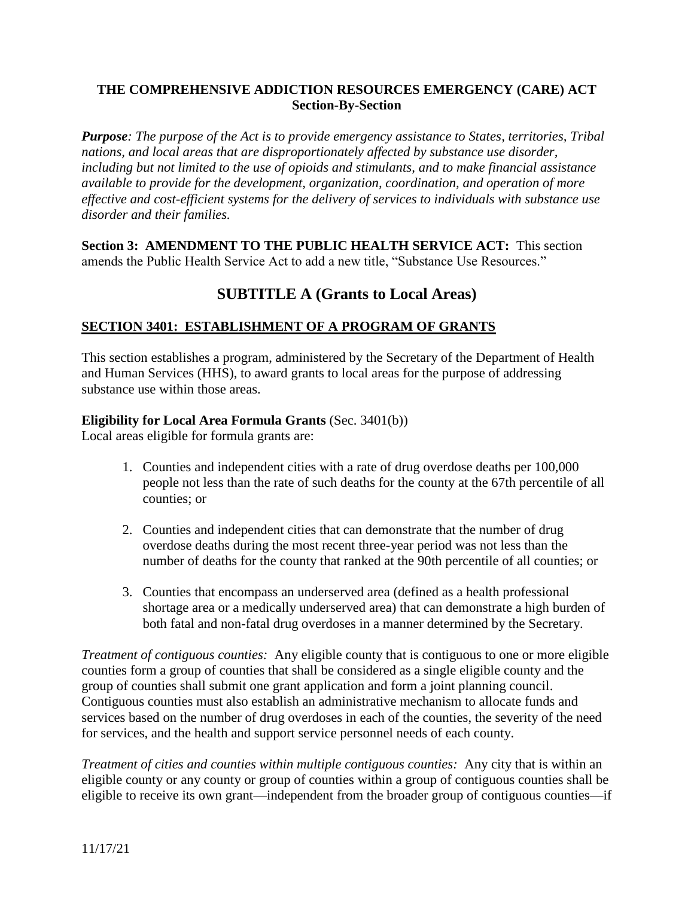# THE COMPREHENSIVE ADDICTION RESOURCES EMERGENCY (CARE) ACT
## Section-By-Section

***Purpose****: The purpose of the Act is to provide emergency assistance to States, territories, Tribal nations, and local areas that are disproportionately affected by substance use disorder, including but not limited to the use of opioids and stimulants, and to make financial assistance available to provide for the development, organization, coordination, and operation of more effective and cost-efficient systems for the delivery of services to individuals with substance use disorder and their families.*

**Section 3: AMENDMENT TO THE PUBLIC HEALTH SERVICE ACT:** This section amends the Public Health Service Act to add a new title, "Substance Use Resources."

## SUBTITLE A (Grants to Local Areas)

### SECTION 3401: ESTABLISHMENT OF A PROGRAM OF GRANTS

This section establishes a program, administered by the Secretary of the Department of Health and Human Services (HHS), to award grants to local areas for the purpose of addressing substance use within those areas.

**Eligibility for Local Area Formula Grants** (Sec. 3401(b))

Local areas eligible for formula grants are:

1. Counties and independent cities with a rate of drug overdose deaths per 100,000 people not less than the rate of such deaths for the county at the 67th percentile of all counties; or

2. Counties and independent cities that can demonstrate that the number of drug overdose deaths during the most recent three-year period was not less than the number of deaths for the county that ranked at the 90th percentile of all counties; or

3. Counties that encompass an underserved area (defined as a health professional shortage area or a medically underserved area) that can demonstrate a high burden of both fatal and non-fatal drug overdoses in a manner determined by the Secretary.

*Treatment of contiguous counties:* Any eligible county that is contiguous to one or more eligible counties form a group of counties that shall be considered as a single eligible county and the group of counties shall submit one grant application and form a joint planning council. Contiguous counties must also establish an administrative mechanism to allocate funds and services based on the number of drug overdoses in each of the counties, the severity of the need for services, and the health and support service personnel needs of each county.

*Treatment of cities and counties within multiple contiguous counties:* Any city that is within an eligible county or any county or group of counties within a group of contiguous counties shall be eligible to receive its own grant—independent from the broader group of contiguous counties—if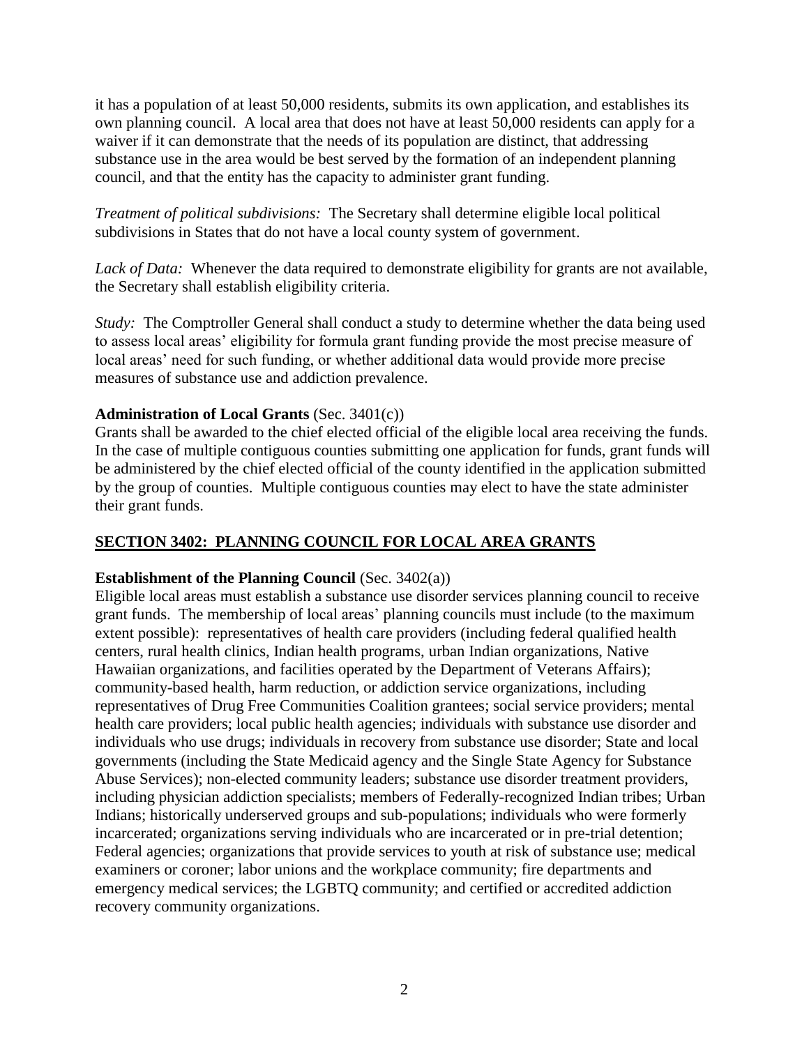it has a population of at least 50,000 residents, submits its own application, and establishes its own planning council. A local area that does not have at least 50,000 residents can apply for a waiver if it can demonstrate that the needs of its population are distinct, that addressing substance use in the area would be best served by the formation of an independent planning council, and that the entity has the capacity to administer grant funding.

*Treatment of political subdivisions:* The Secretary shall determine eligible local political subdivisions in States that do not have a local county system of government.

*Lack of Data:* Whenever the data required to demonstrate eligibility for grants are not available, the Secretary shall establish eligibility criteria.

*Study:* The Comptroller General shall conduct a study to determine whether the data being used to assess local areas' eligibility for formula grant funding provide the most precise measure of local areas' need for such funding, or whether additional data would provide more precise measures of substance use and addiction prevalence.

**Administration of Local Grants** (Sec. 3401(c))
Grants shall be awarded to the chief elected official of the eligible local area receiving the funds. In the case of multiple contiguous counties submitting one application for funds, grant funds will be administered by the chief elected official of the county identified in the application submitted by the group of counties. Multiple contiguous counties may elect to have the state administer their grant funds.

## SECTION 3402: PLANNING COUNCIL FOR LOCAL AREA GRANTS

**Establishment of the Planning Council** (Sec. 3402(a))
Eligible local areas must establish a substance use disorder services planning council to receive grant funds. The membership of local areas' planning councils must include (to the maximum extent possible): representatives of health care providers (including federal qualified health centers, rural health clinics, Indian health programs, urban Indian organizations, Native Hawaiian organizations, and facilities operated by the Department of Veterans Affairs); community-based health, harm reduction, or addiction service organizations, including representatives of Drug Free Communities Coalition grantees; social service providers; mental health care providers; local public health agencies; individuals with substance use disorder and individuals who use drugs; individuals in recovery from substance use disorder; State and local governments (including the State Medicaid agency and the Single State Agency for Substance Abuse Services); non-elected community leaders; substance use disorder treatment providers, including physician addiction specialists; members of Federally-recognized Indian tribes; Urban Indians; historically underserved groups and sub-populations; individuals who were formerly incarcerated; organizations serving individuals who are incarcerated or in pre-trial detention; Federal agencies; organizations that provide services to youth at risk of substance use; medical examiners or coroner; labor unions and the workplace community; fire departments and emergency medical services; the LGBTQ community; and certified or accredited addiction recovery community organizations.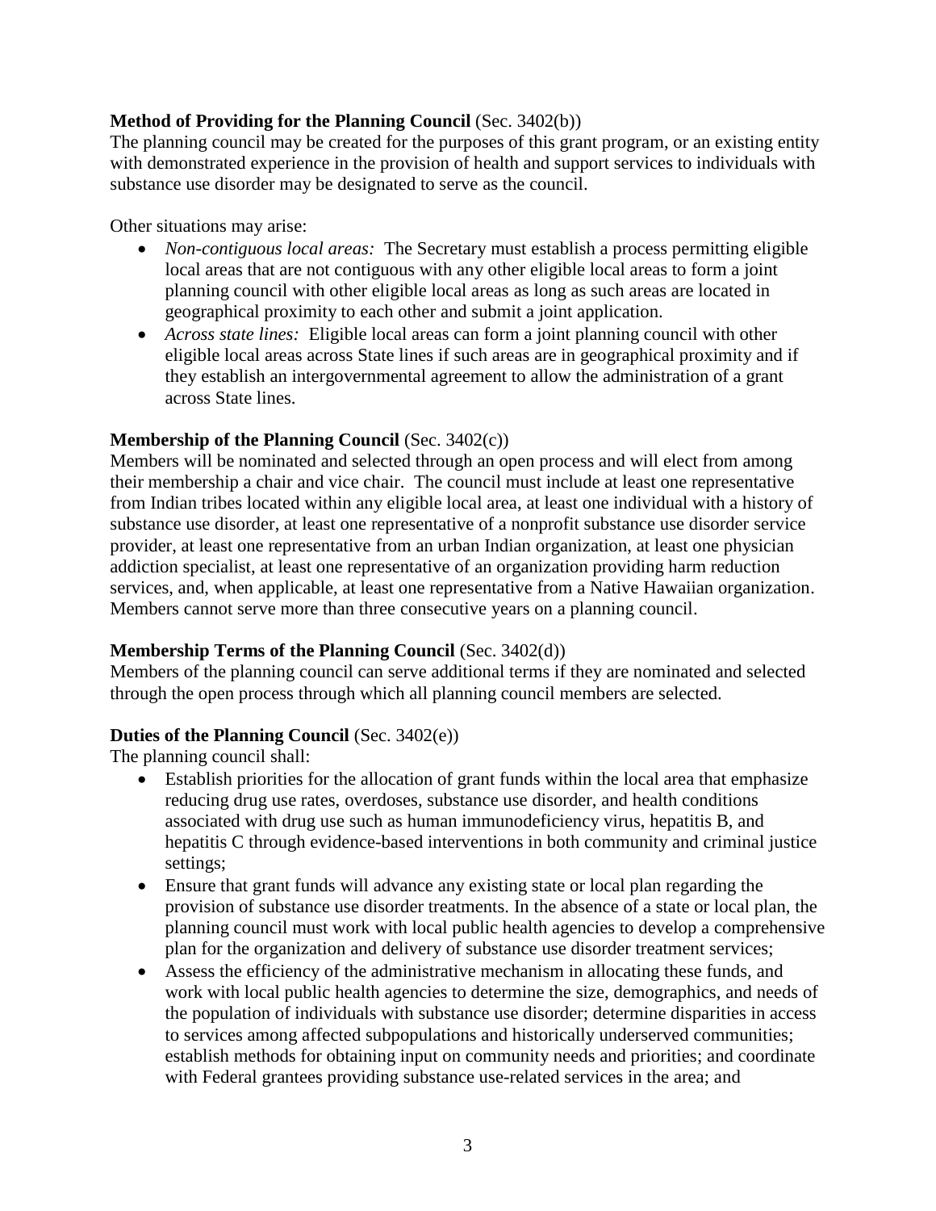**Method of Providing for the Planning Council** (Sec. 3402(b))
The planning council may be created for the purposes of this grant program, or an existing entity with demonstrated experience in the provision of health and support services to individuals with substance use disorder may be designated to serve as the council.

Other situations may arise:

- *Non-contiguous local areas:* The Secretary must establish a process permitting eligible local areas that are not contiguous with any other eligible local areas to form a joint planning council with other eligible local areas as long as such areas are located in geographical proximity to each other and submit a joint application.
- *Across state lines:* Eligible local areas can form a joint planning council with other eligible local areas across State lines if such areas are in geographical proximity and if they establish an intergovernmental agreement to allow the administration of a grant across State lines.

**Membership of the Planning Council** (Sec. 3402(c))
Members will be nominated and selected through an open process and will elect from among their membership a chair and vice chair. The council must include at least one representative from Indian tribes located within any eligible local area, at least one individual with a history of substance use disorder, at least one representative of a nonprofit substance use disorder service provider, at least one representative from an urban Indian organization, at least one physician addiction specialist, at least one representative of an organization providing harm reduction services, and, when applicable, at least one representative from a Native Hawaiian organization. Members cannot serve more than three consecutive years on a planning council.

**Membership Terms of the Planning Council** (Sec. 3402(d))
Members of the planning council can serve additional terms if they are nominated and selected through the open process through which all planning council members are selected.

**Duties of the Planning Council** (Sec. 3402(e))
The planning council shall:

- Establish priorities for the allocation of grant funds within the local area that emphasize reducing drug use rates, overdoses, substance use disorder, and health conditions associated with drug use such as human immunodeficiency virus, hepatitis B, and hepatitis C through evidence-based interventions in both community and criminal justice settings;
- Ensure that grant funds will advance any existing state or local plan regarding the provision of substance use disorder treatments. In the absence of a state or local plan, the planning council must work with local public health agencies to develop a comprehensive plan for the organization and delivery of substance use disorder treatment services;
- Assess the efficiency of the administrative mechanism in allocating these funds, and work with local public health agencies to determine the size, demographics, and needs of the population of individuals with substance use disorder; determine disparities in access to services among affected subpopulations and historically underserved communities; establish methods for obtaining input on community needs and priorities; and coordinate with Federal grantees providing substance use-related services in the area; and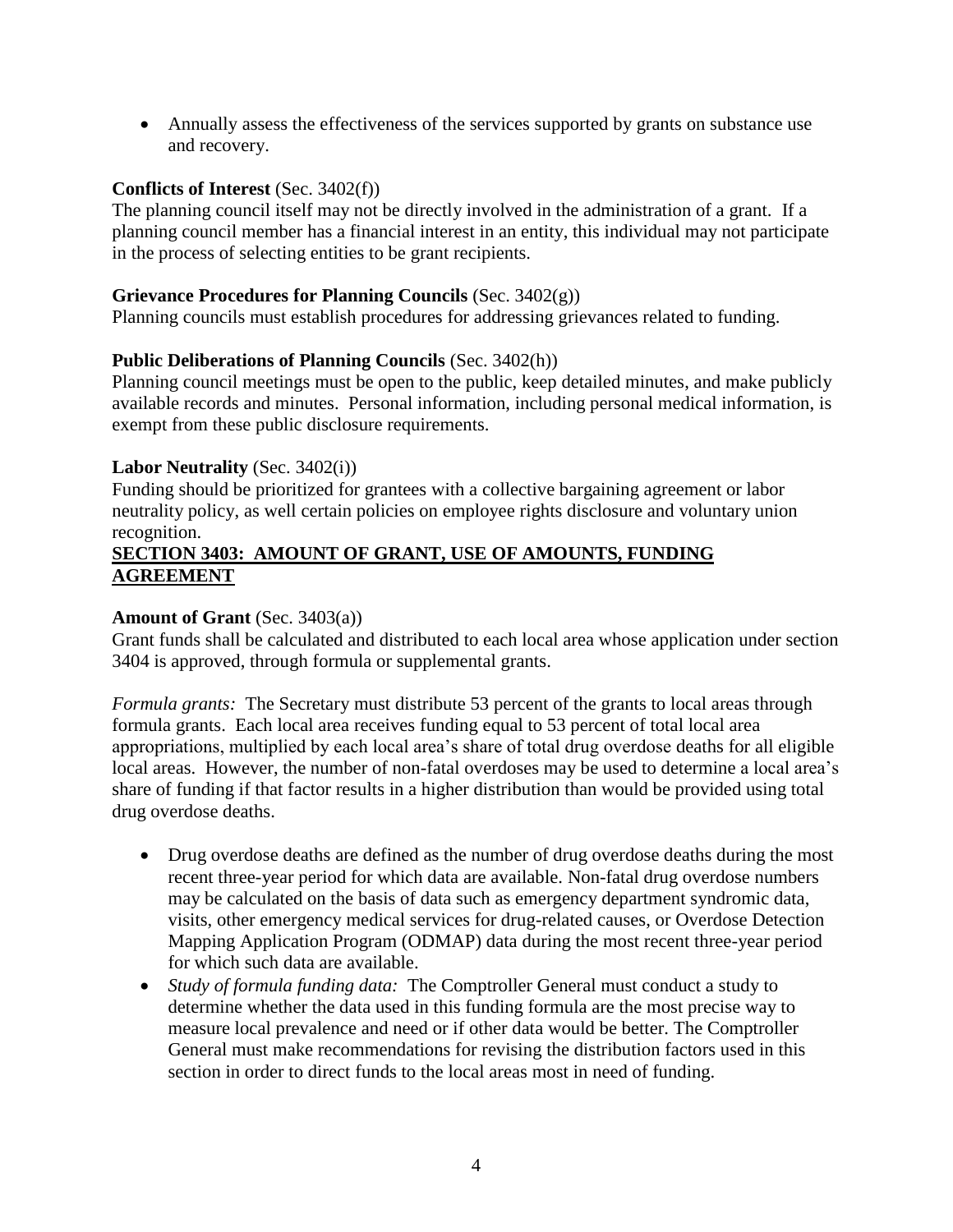- Annually assess the effectiveness of the services supported by grants on substance use and recovery.

**Conflicts of Interest** (Sec. 3402(f))

The planning council itself may not be directly involved in the administration of a grant. If a planning council member has a financial interest in an entity, this individual may not participate in the process of selecting entities to be grant recipients.

**Grievance Procedures for Planning Councils** (Sec. 3402(g))

Planning councils must establish procedures for addressing grievances related to funding.

**Public Deliberations of Planning Councils** (Sec. 3402(h))

Planning council meetings must be open to the public, keep detailed minutes, and make publicly available records and minutes. Personal information, including personal medical information, is exempt from these public disclosure requirements.

**Labor Neutrality** (Sec. 3402(i))

Funding should be prioritized for grantees with a collective bargaining agreement or labor neutrality policy, as well certain policies on employee rights disclosure and voluntary union recognition.

## SECTION 3403: AMOUNT OF GRANT, USE OF AMOUNTS, FUNDING AGREEMENT

**Amount of Grant** (Sec. 3403(a))

Grant funds shall be calculated and distributed to each local area whose application under section 3404 is approved, through formula or supplemental grants.

*Formula grants:* The Secretary must distribute 53 percent of the grants to local areas through formula grants. Each local area receives funding equal to 53 percent of total local area appropriations, multiplied by each local area's share of total drug overdose deaths for all eligible local areas. However, the number of non-fatal overdoses may be used to determine a local area's share of funding if that factor results in a higher distribution than would be provided using total drug overdose deaths.

- Drug overdose deaths are defined as the number of drug overdose deaths during the most recent three-year period for which data are available. Non-fatal drug overdose numbers may be calculated on the basis of data such as emergency department syndromic data, visits, other emergency medical services for drug-related causes, or Overdose Detection Mapping Application Program (ODMAP) data during the most recent three-year period for which such data are available.
- *Study of formula funding data:* The Comptroller General must conduct a study to determine whether the data used in this funding formula are the most precise way to measure local prevalence and need or if other data would be better. The Comptroller General must make recommendations for revising the distribution factors used in this section in order to direct funds to the local areas most in need of funding.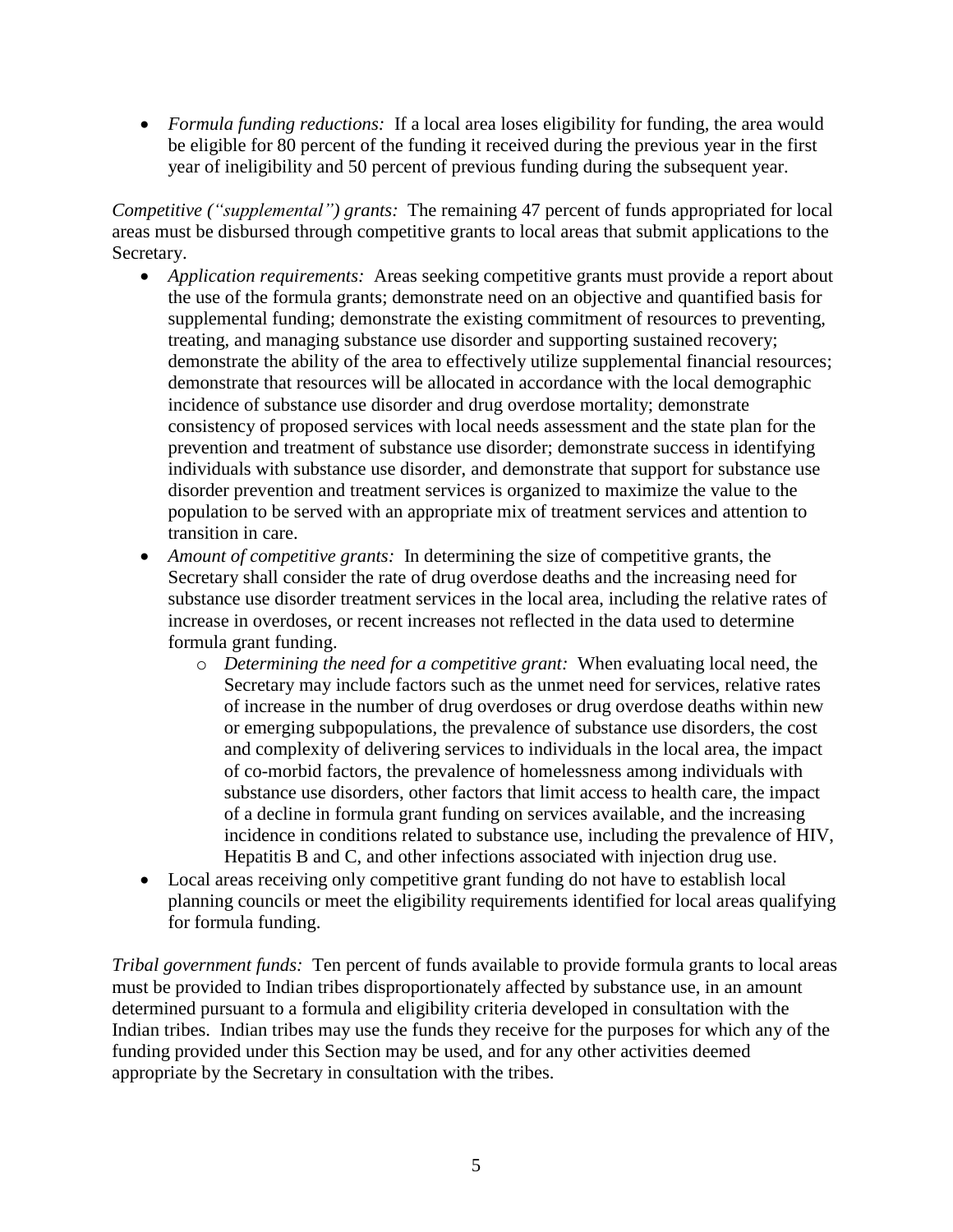- *Formula funding reductions:* If a local area loses eligibility for funding, the area would be eligible for 80 percent of the funding it received during the previous year in the first year of ineligibility and 50 percent of previous funding during the subsequent year.

*Competitive ("supplemental") grants:* The remaining 47 percent of funds appropriated for local areas must be disbursed through competitive grants to local areas that submit applications to the Secretary.

- *Application requirements:* Areas seeking competitive grants must provide a report about the use of the formula grants; demonstrate need on an objective and quantified basis for supplemental funding; demonstrate the existing commitment of resources to preventing, treating, and managing substance use disorder and supporting sustained recovery; demonstrate the ability of the area to effectively utilize supplemental financial resources; demonstrate that resources will be allocated in accordance with the local demographic incidence of substance use disorder and drug overdose mortality; demonstrate consistency of proposed services with local needs assessment and the state plan for the prevention and treatment of substance use disorder; demonstrate success in identifying individuals with substance use disorder, and demonstrate that support for substance use disorder prevention and treatment services is organized to maximize the value to the population to be served with an appropriate mix of treatment services and attention to transition in care.
- *Amount of competitive grants:* In determining the size of competitive grants, the Secretary shall consider the rate of drug overdose deaths and the increasing need for substance use disorder treatment services in the local area, including the relative rates of increase in overdoses, or recent increases not reflected in the data used to determine formula grant funding.
  - *Determining the need for a competitive grant:* When evaluating local need, the Secretary may include factors such as the unmet need for services, relative rates of increase in the number of drug overdoses or drug overdose deaths within new or emerging subpopulations, the prevalence of substance use disorders, the cost and complexity of delivering services to individuals in the local area, the impact of co-morbid factors, the prevalence of homelessness among individuals with substance use disorders, other factors that limit access to health care, the impact of a decline in formula grant funding on services available, and the increasing incidence in conditions related to substance use, including the prevalence of HIV, Hepatitis B and C, and other infections associated with injection drug use.
- Local areas receiving only competitive grant funding do not have to establish local planning councils or meet the eligibility requirements identified for local areas qualifying for formula funding.

*Tribal government funds:* Ten percent of funds available to provide formula grants to local areas must be provided to Indian tribes disproportionately affected by substance use, in an amount determined pursuant to a formula and eligibility criteria developed in consultation with the Indian tribes. Indian tribes may use the funds they receive for the purposes for which any of the funding provided under this Section may be used, and for any other activities deemed appropriate by the Secretary in consultation with the tribes.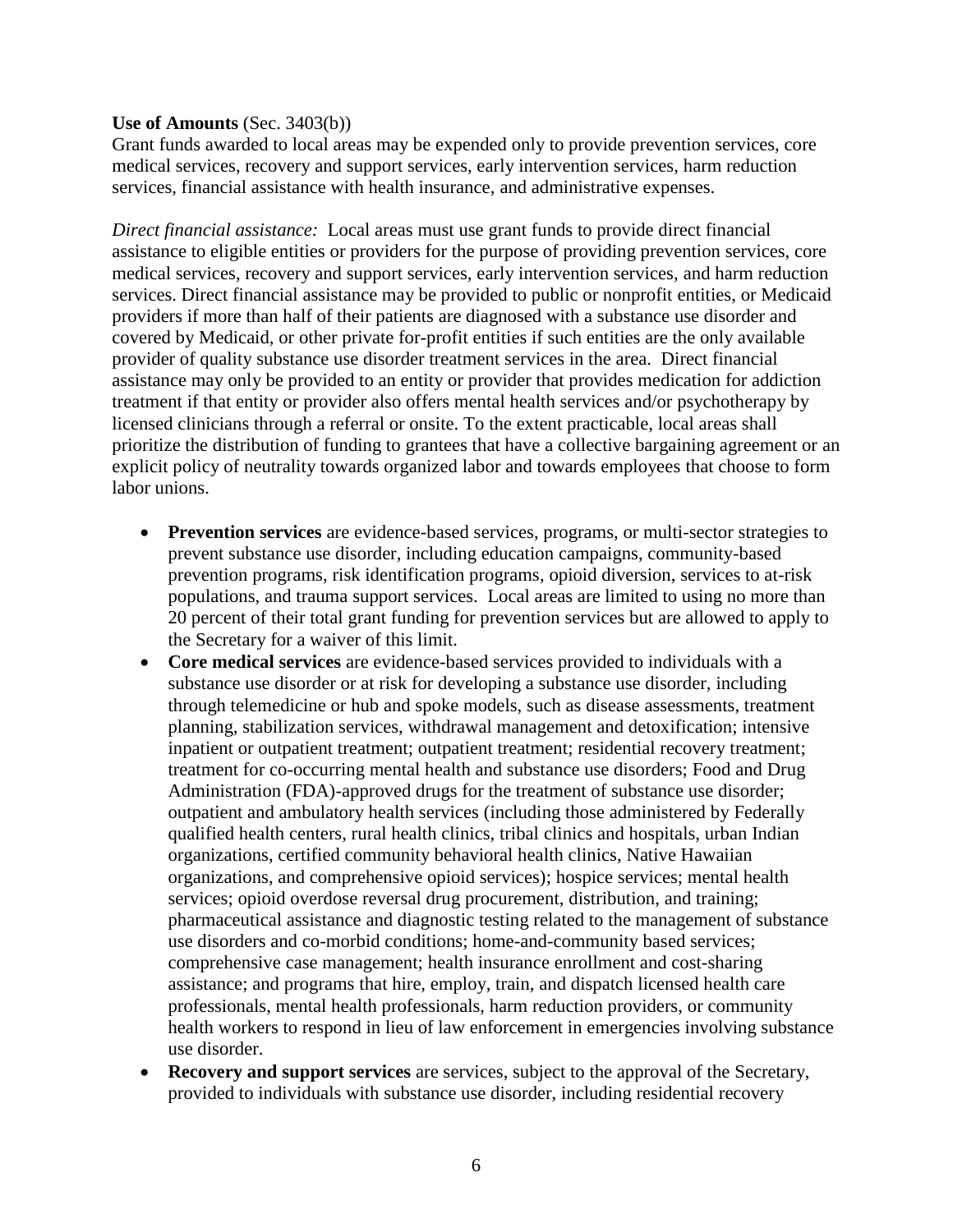**Use of Amounts** (Sec. 3403(b))
Grant funds awarded to local areas may be expended only to provide prevention services, core medical services, recovery and support services, early intervention services, harm reduction services, financial assistance with health insurance, and administrative expenses.

*Direct financial assistance:* Local areas must use grant funds to provide direct financial assistance to eligible entities or providers for the purpose of providing prevention services, core medical services, recovery and support services, early intervention services, and harm reduction services. Direct financial assistance may be provided to public or nonprofit entities, or Medicaid providers if more than half of their patients are diagnosed with a substance use disorder and covered by Medicaid, or other private for-profit entities if such entities are the only available provider of quality substance use disorder treatment services in the area. Direct financial assistance may only be provided to an entity or provider that provides medication for addiction treatment if that entity or provider also offers mental health services and/or psychotherapy by licensed clinicians through a referral or onsite. To the extent practicable, local areas shall prioritize the distribution of funding to grantees that have a collective bargaining agreement or an explicit policy of neutrality towards organized labor and towards employees that choose to form labor unions.

- **Prevention services** are evidence-based services, programs, or multi-sector strategies to prevent substance use disorder, including education campaigns, community-based prevention programs, risk identification programs, opioid diversion, services to at-risk populations, and trauma support services. Local areas are limited to using no more than 20 percent of their total grant funding for prevention services but are allowed to apply to the Secretary for a waiver of this limit.
- **Core medical services** are evidence-based services provided to individuals with a substance use disorder or at risk for developing a substance use disorder, including through telemedicine or hub and spoke models, such as disease assessments, treatment planning, stabilization services, withdrawal management and detoxification; intensive inpatient or outpatient treatment; outpatient treatment; residential recovery treatment; treatment for co-occurring mental health and substance use disorders; Food and Drug Administration (FDA)-approved drugs for the treatment of substance use disorder; outpatient and ambulatory health services (including those administered by Federally qualified health centers, rural health clinics, tribal clinics and hospitals, urban Indian organizations, certified community behavioral health clinics, Native Hawaiian organizations, and comprehensive opioid services); hospice services; mental health services; opioid overdose reversal drug procurement, distribution, and training; pharmaceutical assistance and diagnostic testing related to the management of substance use disorders and co-morbid conditions; home-and-community based services; comprehensive case management; health insurance enrollment and cost-sharing assistance; and programs that hire, employ, train, and dispatch licensed health care professionals, mental health professionals, harm reduction providers, or community health workers to respond in lieu of law enforcement in emergencies involving substance use disorder.
- **Recovery and support services** are services, subject to the approval of the Secretary, provided to individuals with substance use disorder, including residential recovery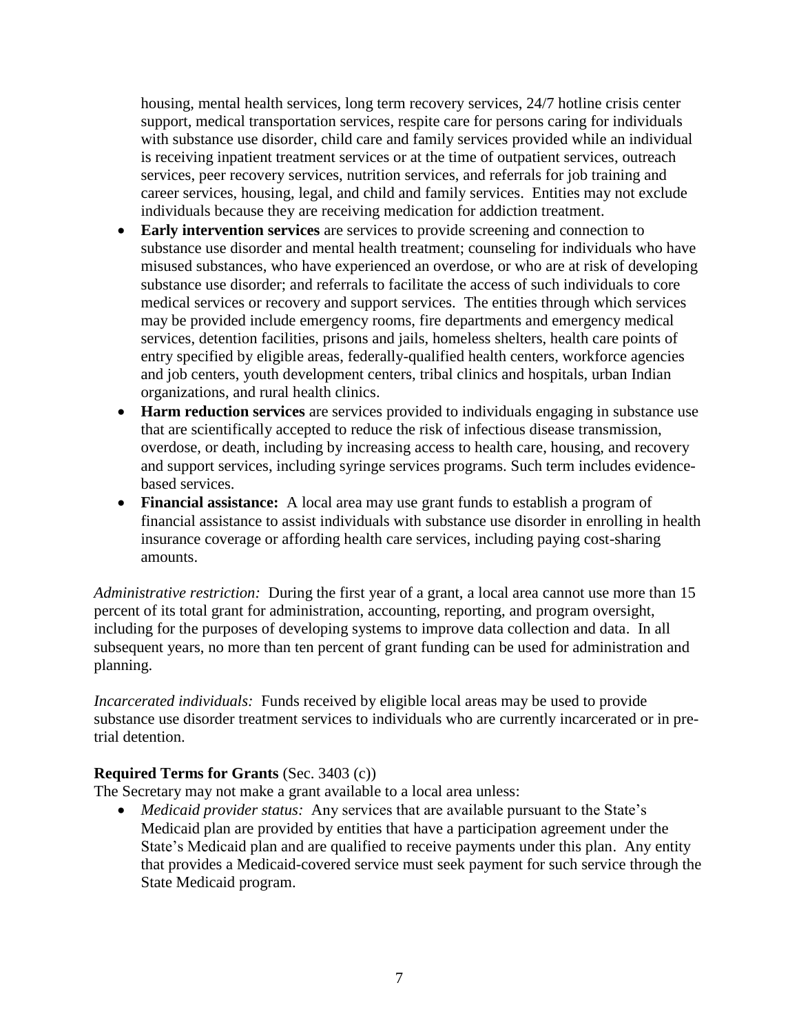housing, mental health services, long term recovery services, 24/7 hotline crisis center support, medical transportation services, respite care for persons caring for individuals with substance use disorder, child care and family services provided while an individual is receiving inpatient treatment services or at the time of outpatient services, outreach services, peer recovery services, nutrition services, and referrals for job training and career services, housing, legal, and child and family services. Entities may not exclude individuals because they are receiving medication for addiction treatment.

- **Early intervention services** are services to provide screening and connection to substance use disorder and mental health treatment; counseling for individuals who have misused substances, who have experienced an overdose, or who are at risk of developing substance use disorder; and referrals to facilitate the access of such individuals to core medical services or recovery and support services. The entities through which services may be provided include emergency rooms, fire departments and emergency medical services, detention facilities, prisons and jails, homeless shelters, health care points of entry specified by eligible areas, federally-qualified health centers, workforce agencies and job centers, youth development centers, tribal clinics and hospitals, urban Indian organizations, and rural health clinics.
- **Harm reduction services** are services provided to individuals engaging in substance use that are scientifically accepted to reduce the risk of infectious disease transmission, overdose, or death, including by increasing access to health care, housing, and recovery and support services, including syringe services programs. Such term includes evidence-based services.
- **Financial assistance:** A local area may use grant funds to establish a program of financial assistance to assist individuals with substance use disorder in enrolling in health insurance coverage or affording health care services, including paying cost-sharing amounts.

*Administrative restriction:* During the first year of a grant, a local area cannot use more than 15 percent of its total grant for administration, accounting, reporting, and program oversight, including for the purposes of developing systems to improve data collection and data. In all subsequent years, no more than ten percent of grant funding can be used for administration and planning.

*Incarcerated individuals:* Funds received by eligible local areas may be used to provide substance use disorder treatment services to individuals who are currently incarcerated or in pre-trial detention.

**Required Terms for Grants** (Sec. 3403 (c))

The Secretary may not make a grant available to a local area unless:

- *Medicaid provider status:* Any services that are available pursuant to the State's Medicaid plan are provided by entities that have a participation agreement under the State's Medicaid plan and are qualified to receive payments under this plan. Any entity that provides a Medicaid-covered service must seek payment for such service through the State Medicaid program.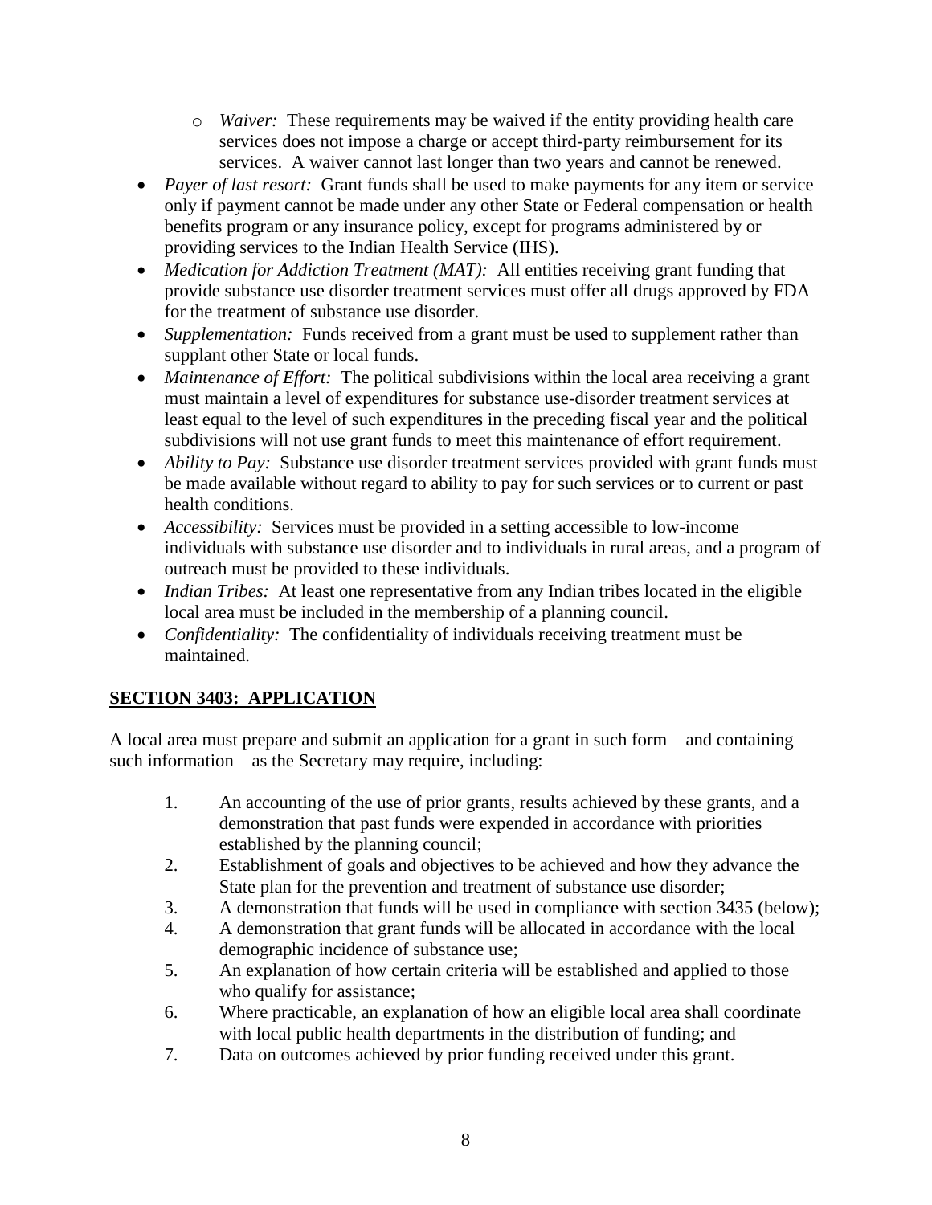- *Waiver:* These requirements may be waived if the entity providing health care services does not impose a charge or accept third-party reimbursement for its services. A waiver cannot last longer than two years and cannot be renewed.
- *Payer of last resort:* Grant funds shall be used to make payments for any item or service only if payment cannot be made under any other State or Federal compensation or health benefits program or any insurance policy, except for programs administered by or providing services to the Indian Health Service (IHS).
- *Medication for Addiction Treatment (MAT):* All entities receiving grant funding that provide substance use disorder treatment services must offer all drugs approved by FDA for the treatment of substance use disorder.
- *Supplementation:* Funds received from a grant must be used to supplement rather than supplant other State or local funds.
- *Maintenance of Effort:* The political subdivisions within the local area receiving a grant must maintain a level of expenditures for substance use-disorder treatment services at least equal to the level of such expenditures in the preceding fiscal year and the political subdivisions will not use grant funds to meet this maintenance of effort requirement.
- *Ability to Pay:* Substance use disorder treatment services provided with grant funds must be made available without regard to ability to pay for such services or to current or past health conditions.
- *Accessibility:* Services must be provided in a setting accessible to low-income individuals with substance use disorder and to individuals in rural areas, and a program of outreach must be provided to these individuals.
- *Indian Tribes:* At least one representative from any Indian tribes located in the eligible local area must be included in the membership of a planning council.
- *Confidentiality:* The confidentiality of individuals receiving treatment must be maintained.

## SECTION 3403: APPLICATION

A local area must prepare and submit an application for a grant in such form—and containing such information—as the Secretary may require, including:

1. An accounting of the use of prior grants, results achieved by these grants, and a demonstration that past funds were expended in accordance with priorities established by the planning council;
2. Establishment of goals and objectives to be achieved and how they advance the State plan for the prevention and treatment of substance use disorder;
3. A demonstration that funds will be used in compliance with section 3435 (below);
4. A demonstration that grant funds will be allocated in accordance with the local demographic incidence of substance use;
5. An explanation of how certain criteria will be established and applied to those who qualify for assistance;
6. Where practicable, an explanation of how an eligible local area shall coordinate with local public health departments in the distribution of funding; and
7. Data on outcomes achieved by prior funding received under this grant.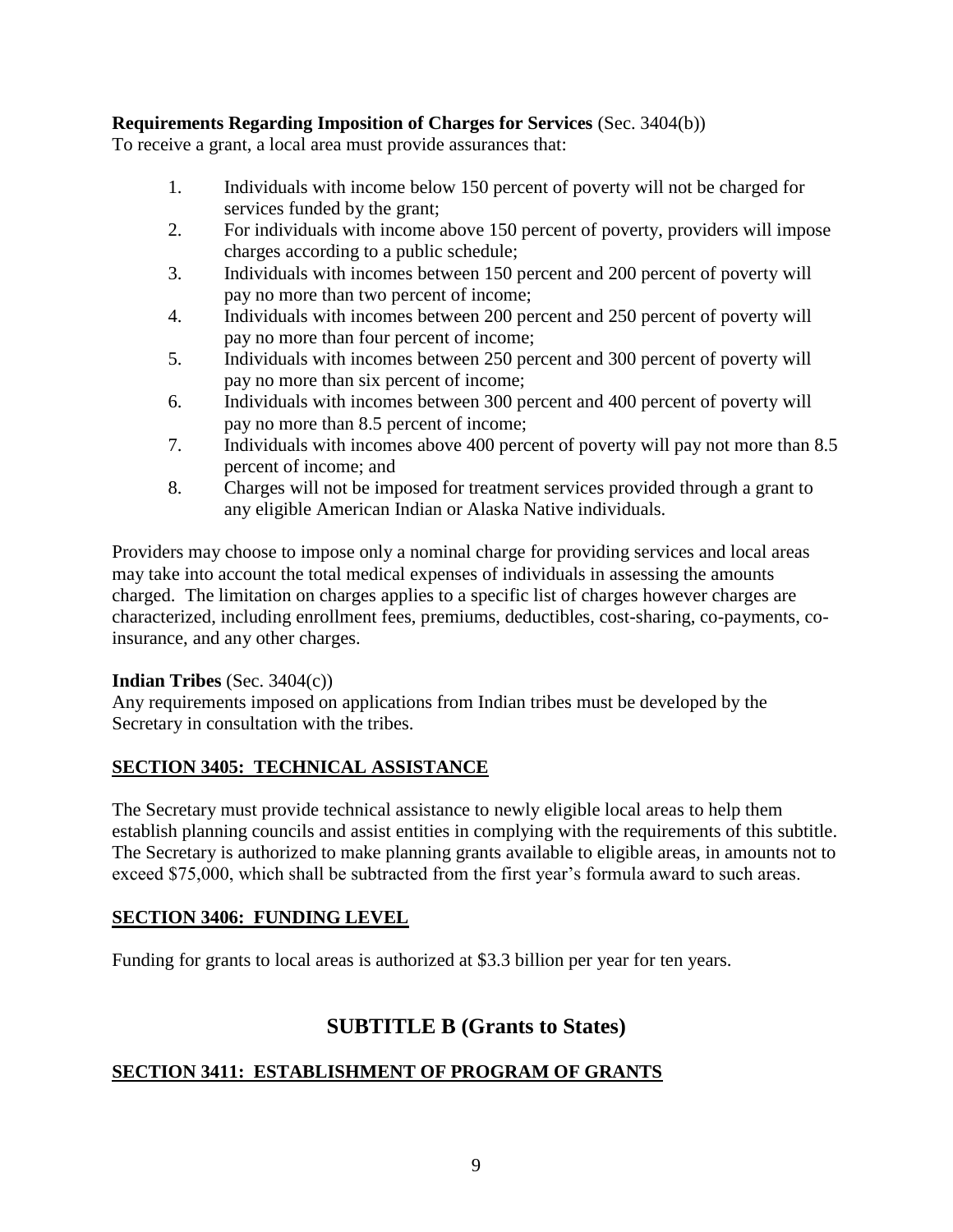**Requirements Regarding Imposition of Charges for Services** (Sec. 3404(b))
To receive a grant, a local area must provide assurances that:

1. Individuals with income below 150 percent of poverty will not be charged for services funded by the grant;
2. For individuals with income above 150 percent of poverty, providers will impose charges according to a public schedule;
3. Individuals with incomes between 150 percent and 200 percent of poverty will pay no more than two percent of income;
4. Individuals with incomes between 200 percent and 250 percent of poverty will pay no more than four percent of income;
5. Individuals with incomes between 250 percent and 300 percent of poverty will pay no more than six percent of income;
6. Individuals with incomes between 300 percent and 400 percent of poverty will pay no more than 8.5 percent of income;
7. Individuals with incomes above 400 percent of poverty will pay not more than 8.5 percent of income; and
8. Charges will not be imposed for treatment services provided through a grant to any eligible American Indian or Alaska Native individuals.

Providers may choose to impose only a nominal charge for providing services and local areas may take into account the total medical expenses of individuals in assessing the amounts charged. The limitation on charges applies to a specific list of charges however charges are characterized, including enrollment fees, premiums, deductibles, cost-sharing, co-payments, co-insurance, and any other charges.

**Indian Tribes** (Sec. 3404(c))
Any requirements imposed on applications from Indian tribes must be developed by the Secretary in consultation with the tribes.

## SECTION 3405: TECHNICAL ASSISTANCE

The Secretary must provide technical assistance to newly eligible local areas to help them establish planning councils and assist entities in complying with the requirements of this subtitle. The Secretary is authorized to make planning grants available to eligible areas, in amounts not to exceed $75,000, which shall be subtracted from the first year's formula award to such areas.

## SECTION 3406: FUNDING LEVEL

Funding for grants to local areas is authorized at $3.3 billion per year for ten years.

# SUBTITLE B (Grants to States)

## SECTION 3411: ESTABLISHMENT OF PROGRAM OF GRANTS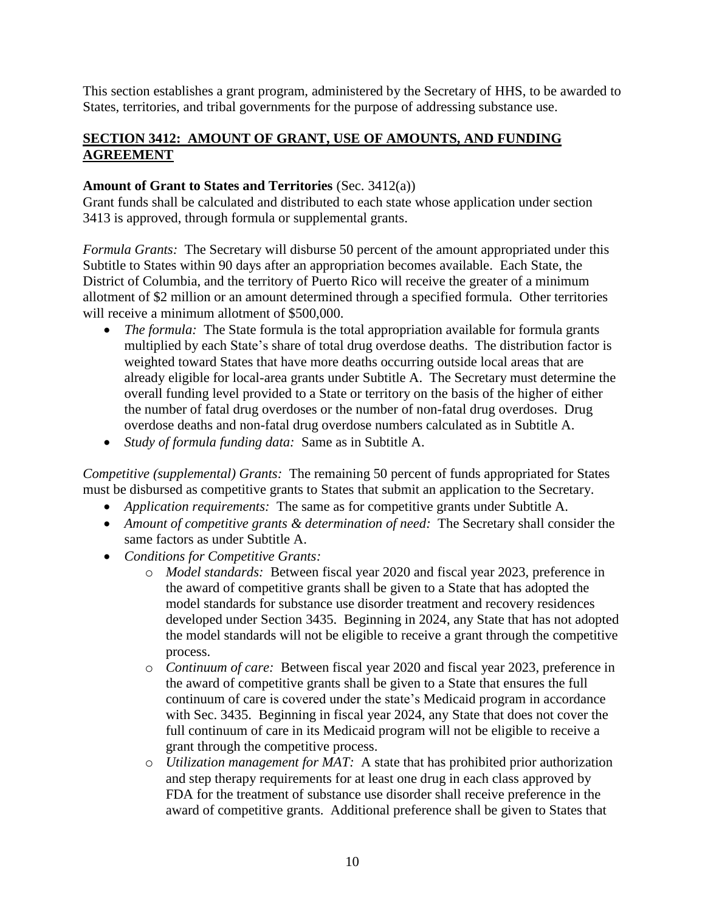This section establishes a grant program, administered by the Secretary of HHS, to be awarded to States, territories, and tribal governments for the purpose of addressing substance use.

## SECTION 3412: AMOUNT OF GRANT, USE OF AMOUNTS, AND FUNDING AGREEMENT

**Amount of Grant to States and Territories** (Sec. 3412(a))

Grant funds shall be calculated and distributed to each state whose application under section 3413 is approved, through formula or supplemental grants.

*Formula Grants:* The Secretary will disburse 50 percent of the amount appropriated under this Subtitle to States within 90 days after an appropriation becomes available. Each State, the District of Columbia, and the territory of Puerto Rico will receive the greater of a minimum allotment of $2 million or an amount determined through a specified formula. Other territories will receive a minimum allotment of $500,000.

- *The formula:* The State formula is the total appropriation available for formula grants multiplied by each State's share of total drug overdose deaths. The distribution factor is weighted toward States that have more deaths occurring outside local areas that are already eligible for local-area grants under Subtitle A. The Secretary must determine the overall funding level provided to a State or territory on the basis of the higher of either the number of fatal drug overdoses or the number of non-fatal drug overdoses. Drug overdose deaths and non-fatal drug overdose numbers calculated as in Subtitle A.
- *Study of formula funding data:* Same as in Subtitle A.

*Competitive (supplemental) Grants:* The remaining 50 percent of funds appropriated for States must be disbursed as competitive grants to States that submit an application to the Secretary.

- *Application requirements:* The same as for competitive grants under Subtitle A.
- *Amount of competitive grants & determination of need:* The Secretary shall consider the same factors as under Subtitle A.
- *Conditions for Competitive Grants:*
  - *Model standards:* Between fiscal year 2020 and fiscal year 2023, preference in the award of competitive grants shall be given to a State that has adopted the model standards for substance use disorder treatment and recovery residences developed under Section 3435. Beginning in 2024, any State that has not adopted the model standards will not be eligible to receive a grant through the competitive process.
  - *Continuum of care:* Between fiscal year 2020 and fiscal year 2023, preference in the award of competitive grants shall be given to a State that ensures the full continuum of care is covered under the state's Medicaid program in accordance with Sec. 3435. Beginning in fiscal year 2024, any State that does not cover the full continuum of care in its Medicaid program will not be eligible to receive a grant through the competitive process.
  - *Utilization management for MAT:* A state that has prohibited prior authorization and step therapy requirements for at least one drug in each class approved by FDA for the treatment of substance use disorder shall receive preference in the award of competitive grants. Additional preference shall be given to States that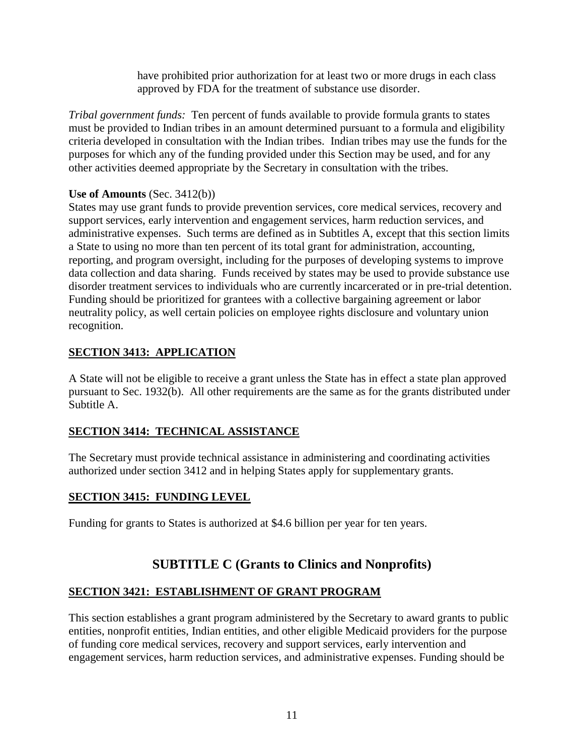have prohibited prior authorization for at least two or more drugs in each class approved by FDA for the treatment of substance use disorder.

*Tribal government funds:* Ten percent of funds available to provide formula grants to states must be provided to Indian tribes in an amount determined pursuant to a formula and eligibility criteria developed in consultation with the Indian tribes. Indian tribes may use the funds for the purposes for which any of the funding provided under this Section may be used, and for any other activities deemed appropriate by the Secretary in consultation with the tribes.

**Use of Amounts** (Sec. 3412(b))
States may use grant funds to provide prevention services, core medical services, recovery and support services, early intervention and engagement services, harm reduction services, and administrative expenses. Such terms are defined as in Subtitles A, except that this section limits a State to using no more than ten percent of its total grant for administration, accounting, reporting, and program oversight, including for the purposes of developing systems to improve data collection and data sharing. Funds received by states may be used to provide substance use disorder treatment services to individuals who are currently incarcerated or in pre-trial detention. Funding should be prioritized for grantees with a collective bargaining agreement or labor neutrality policy, as well certain policies on employee rights disclosure and voluntary union recognition.

### SECTION 3413: APPLICATION

A State will not be eligible to receive a grant unless the State has in effect a state plan approved pursuant to Sec. 1932(b). All other requirements are the same as for the grants distributed under Subtitle A.

### SECTION 3414: TECHNICAL ASSISTANCE

The Secretary must provide technical assistance in administering and coordinating activities authorized under section 3412 and in helping States apply for supplementary grants.

### SECTION 3415: FUNDING LEVEL

Funding for grants to States is authorized at $4.6 billion per year for ten years.

## SUBTITLE C (Grants to Clinics and Nonprofits)

### SECTION 3421: ESTABLISHMENT OF GRANT PROGRAM

This section establishes a grant program administered by the Secretary to award grants to public entities, nonprofit entities, Indian entities, and other eligible Medicaid providers for the purpose of funding core medical services, recovery and support services, early intervention and engagement services, harm reduction services, and administrative expenses. Funding should be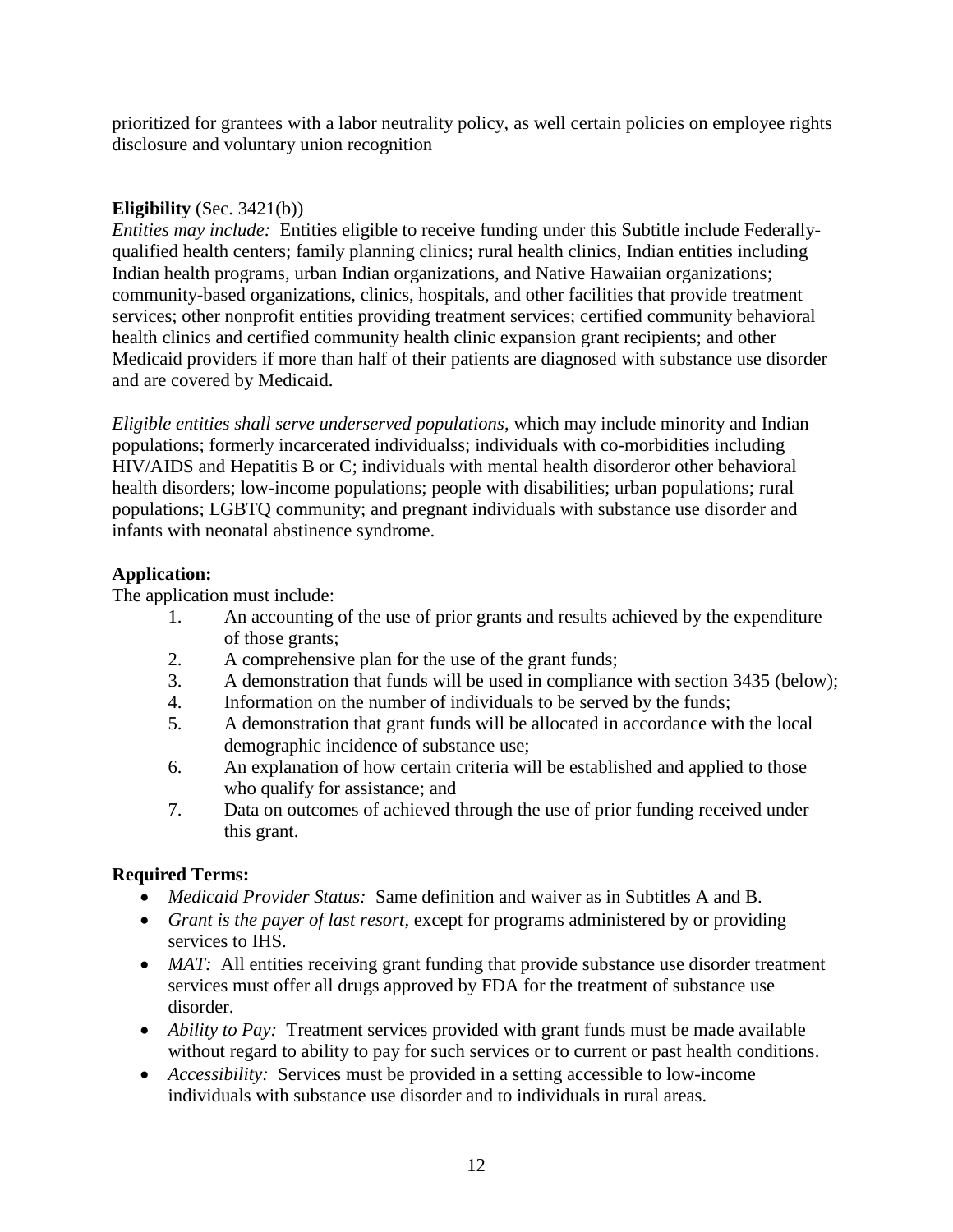prioritized for grantees with a labor neutrality policy, as well certain policies on employee rights disclosure and voluntary union recognition

**Eligibility** (Sec. 3421(b))

*Entities may include:* Entities eligible to receive funding under this Subtitle include Federally-qualified health centers; family planning clinics; rural health clinics, Indian entities including Indian health programs, urban Indian organizations, and Native Hawaiian organizations; community-based organizations, clinics, hospitals, and other facilities that provide treatment services; other nonprofit entities providing treatment services; certified community behavioral health clinics and certified community health clinic expansion grant recipients; and other Medicaid providers if more than half of their patients are diagnosed with substance use disorder and are covered by Medicaid.

*Eligible entities shall serve underserved populations*, which may include minority and Indian populations; formerly incarcerated individualss; individuals with co-morbidities including HIV/AIDS and Hepatitis B or C; individuals with mental health disorderor other behavioral health disorders; low-income populations; people with disabilities; urban populations; rural populations; LGBTQ community; and pregnant individuals with substance use disorder and infants with neonatal abstinence syndrome.

**Application:**

The application must include:

1. An accounting of the use of prior grants and results achieved by the expenditure of those grants;
2. A comprehensive plan for the use of the grant funds;
3. A demonstration that funds will be used in compliance with section 3435 (below);
4. Information on the number of individuals to be served by the funds;
5. A demonstration that grant funds will be allocated in accordance with the local demographic incidence of substance use;
6. An explanation of how certain criteria will be established and applied to those who qualify for assistance; and
7. Data on outcomes of achieved through the use of prior funding received under this grant.

**Required Terms:**

- *Medicaid Provider Status:* Same definition and waiver as in Subtitles A and B.
- *Grant is the payer of last resort*, except for programs administered by or providing services to IHS.
- *MAT:* All entities receiving grant funding that provide substance use disorder treatment services must offer all drugs approved by FDA for the treatment of substance use disorder.
- *Ability to Pay:* Treatment services provided with grant funds must be made available without regard to ability to pay for such services or to current or past health conditions.
- *Accessibility:* Services must be provided in a setting accessible to low-income individuals with substance use disorder and to individuals in rural areas.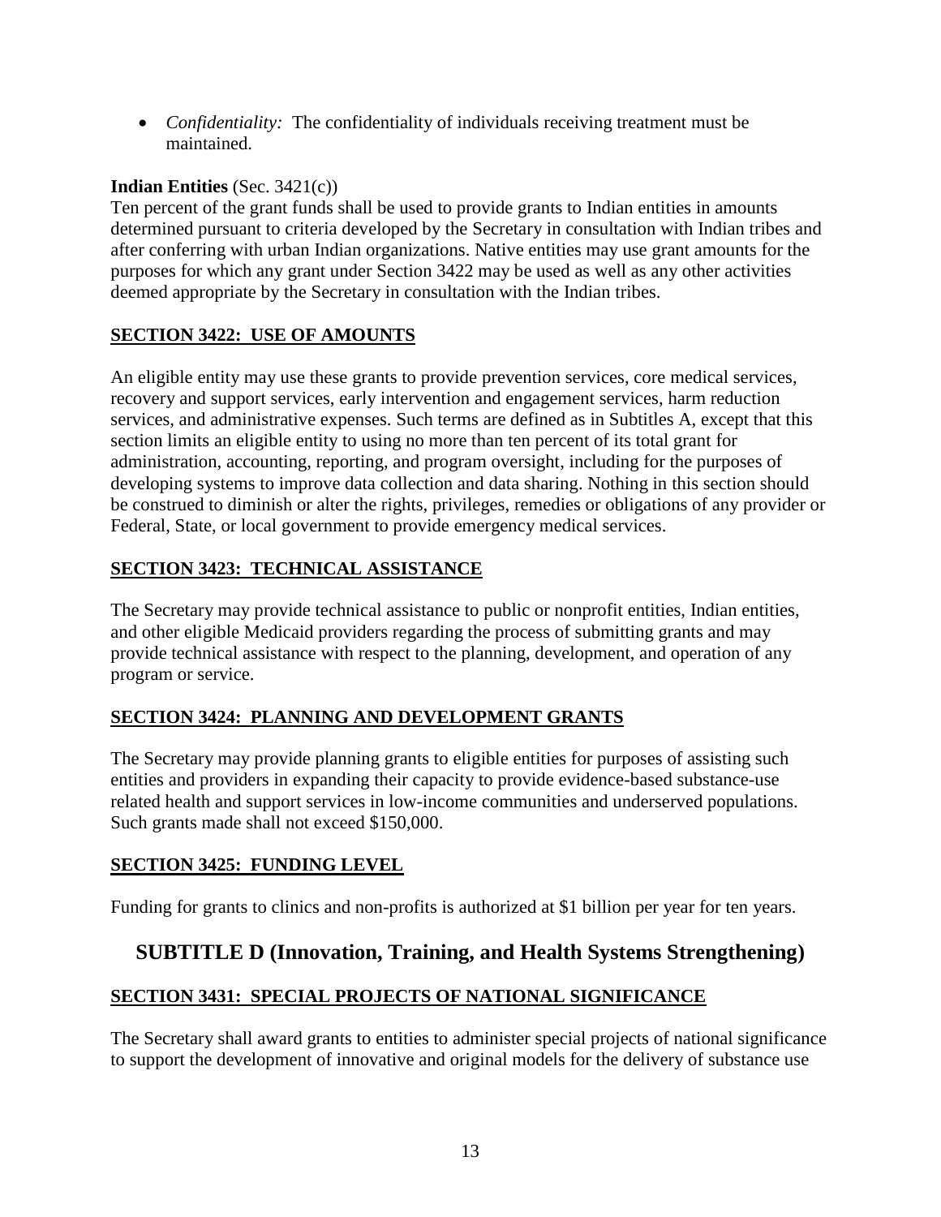- *Confidentiality:* The confidentiality of individuals receiving treatment must be maintained.

**Indian Entities** (Sec. 3421(c))

Ten percent of the grant funds shall be used to provide grants to Indian entities in amounts determined pursuant to criteria developed by the Secretary in consultation with Indian tribes and after conferring with urban Indian organizations. Native entities may use grant amounts for the purposes for which any grant under Section 3422 may be used as well as any other activities deemed appropriate by the Secretary in consultation with the Indian tribes.

### SECTION 3422: USE OF AMOUNTS

An eligible entity may use these grants to provide prevention services, core medical services, recovery and support services, early intervention and engagement services, harm reduction services, and administrative expenses. Such terms are defined as in Subtitles A, except that this section limits an eligible entity to using no more than ten percent of its total grant for administration, accounting, reporting, and program oversight, including for the purposes of developing systems to improve data collection and data sharing. Nothing in this section should be construed to diminish or alter the rights, privileges, remedies or obligations of any provider or Federal, State, or local government to provide emergency medical services.

### SECTION 3423: TECHNICAL ASSISTANCE

The Secretary may provide technical assistance to public or nonprofit entities, Indian entities, and other eligible Medicaid providers regarding the process of submitting grants and may provide technical assistance with respect to the planning, development, and operation of any program or service.

### SECTION 3424: PLANNING AND DEVELOPMENT GRANTS

The Secretary may provide planning grants to eligible entities for purposes of assisting such entities and providers in expanding their capacity to provide evidence-based substance-use related health and support services in low-income communities and underserved populations. Such grants made shall not exceed $150,000.

### SECTION 3425: FUNDING LEVEL

Funding for grants to clinics and non-profits is authorized at $1 billion per year for ten years.

## SUBTITLE D (Innovation, Training, and Health Systems Strengthening)

### SECTION 3431: SPECIAL PROJECTS OF NATIONAL SIGNIFICANCE

The Secretary shall award grants to entities to administer special projects of national significance to support the development of innovative and original models for the delivery of substance use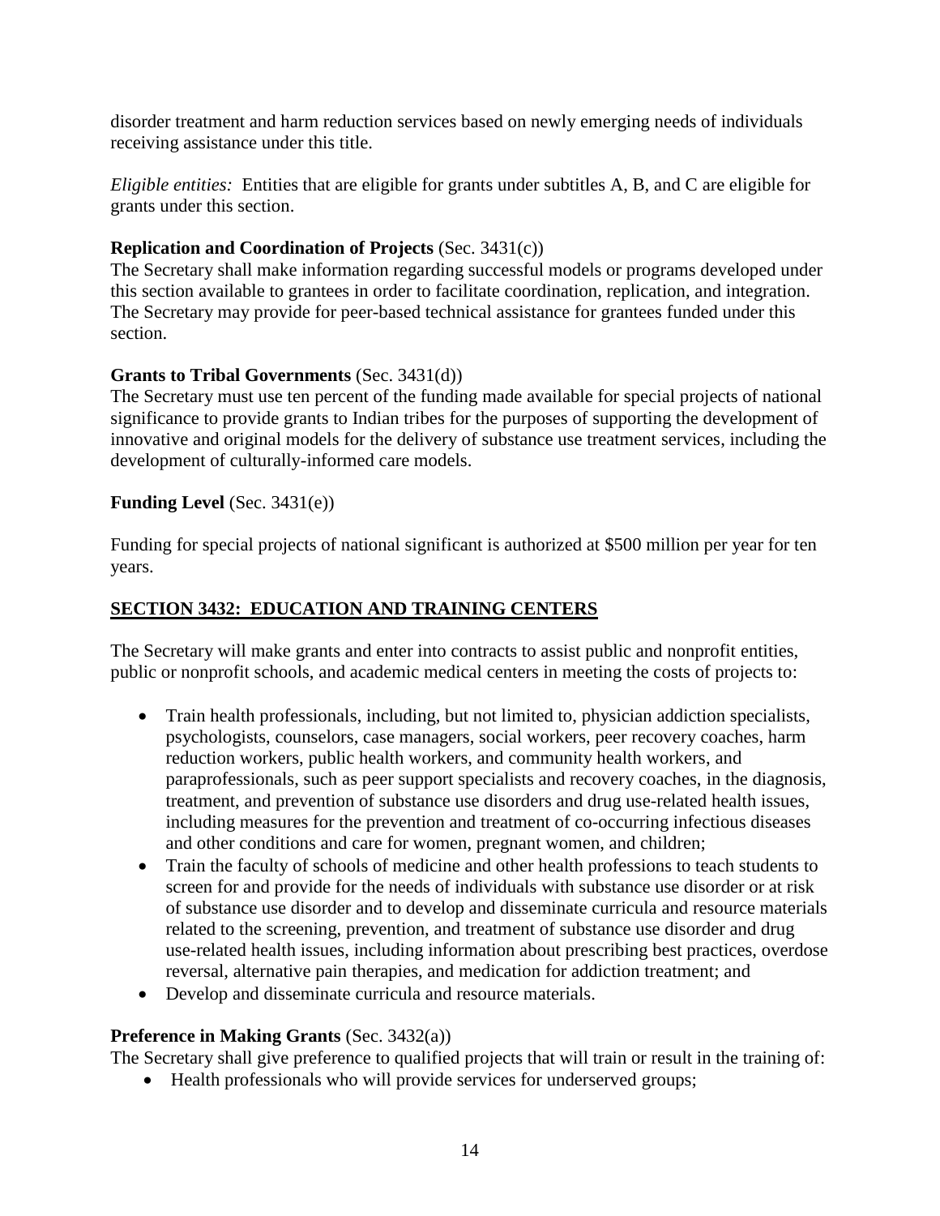disorder treatment and harm reduction services based on newly emerging needs of individuals receiving assistance under this title.

*Eligible entities:* Entities that are eligible for grants under subtitles A, B, and C are eligible for grants under this section.

**Replication and Coordination of Projects** (Sec. 3431(c))
The Secretary shall make information regarding successful models or programs developed under this section available to grantees in order to facilitate coordination, replication, and integration. The Secretary may provide for peer-based technical assistance for grantees funded under this section.

**Grants to Tribal Governments** (Sec. 3431(d))
The Secretary must use ten percent of the funding made available for special projects of national significance to provide grants to Indian tribes for the purposes of supporting the development of innovative and original models for the delivery of substance use treatment services, including the development of culturally-informed care models.

**Funding Level** (Sec. 3431(e))

Funding for special projects of national significant is authorized at $500 million per year for ten years.

## SECTION 3432: EDUCATION AND TRAINING CENTERS

The Secretary will make grants and enter into contracts to assist public and nonprofit entities, public or nonprofit schools, and academic medical centers in meeting the costs of projects to:

- Train health professionals, including, but not limited to, physician addiction specialists, psychologists, counselors, case managers, social workers, peer recovery coaches, harm reduction workers, public health workers, and community health workers, and paraprofessionals, such as peer support specialists and recovery coaches, in the diagnosis, treatment, and prevention of substance use disorders and drug use-related health issues, including measures for the prevention and treatment of co-occurring infectious diseases and other conditions and care for women, pregnant women, and children;
- Train the faculty of schools of medicine and other health professions to teach students to screen for and provide for the needs of individuals with substance use disorder or at risk of substance use disorder and to develop and disseminate curricula and resource materials related to the screening, prevention, and treatment of substance use disorder and drug use-related health issues, including information about prescribing best practices, overdose reversal, alternative pain therapies, and medication for addiction treatment; and
- Develop and disseminate curricula and resource materials.

**Preference in Making Grants** (Sec. 3432(a))
The Secretary shall give preference to qualified projects that will train or result in the training of:

- Health professionals who will provide services for underserved groups;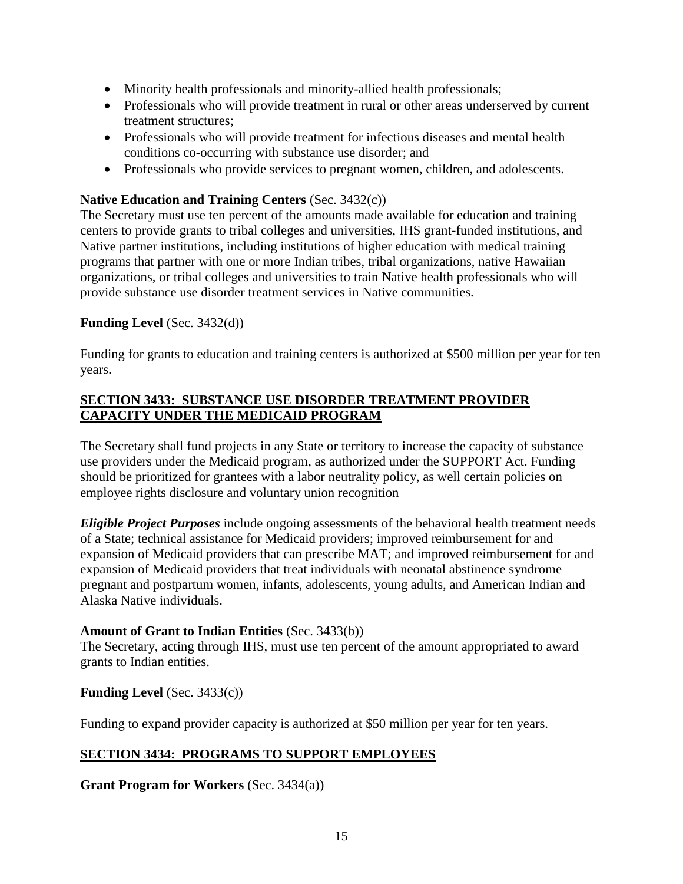- Minority health professionals and minority-allied health professionals;
- Professionals who will provide treatment in rural or other areas underserved by current treatment structures;
- Professionals who will provide treatment for infectious diseases and mental health conditions co-occurring with substance use disorder; and
- Professionals who provide services to pregnant women, children, and adolescents.

**Native Education and Training Centers** (Sec. 3432(c))
The Secretary must use ten percent of the amounts made available for education and training centers to provide grants to tribal colleges and universities, IHS grant-funded institutions, and Native partner institutions, including institutions of higher education with medical training programs that partner with one or more Indian tribes, tribal organizations, native Hawaiian organizations, or tribal colleges and universities to train Native health professionals who will provide substance use disorder treatment services in Native communities.

**Funding Level** (Sec. 3432(d))

Funding for grants to education and training centers is authorized at $500 million per year for ten years.

## SECTION 3433: SUBSTANCE USE DISORDER TREATMENT PROVIDER CAPACITY UNDER THE MEDICAID PROGRAM

The Secretary shall fund projects in any State or territory to increase the capacity of substance use providers under the Medicaid program, as authorized under the SUPPORT Act. Funding should be prioritized for grantees with a labor neutrality policy, as well certain policies on employee rights disclosure and voluntary union recognition

***Eligible Project Purposes*** include ongoing assessments of the behavioral health treatment needs of a State; technical assistance for Medicaid providers; improved reimbursement for and expansion of Medicaid providers that can prescribe MAT; and improved reimbursement for and expansion of Medicaid providers that treat individuals with neonatal abstinence syndrome pregnant and postpartum women, infants, adolescents, young adults, and American Indian and Alaska Native individuals.

**Amount of Grant to Indian Entities** (Sec. 3433(b))
The Secretary, acting through IHS, must use ten percent of the amount appropriated to award grants to Indian entities.

**Funding Level** (Sec. 3433(c))

Funding to expand provider capacity is authorized at $50 million per year for ten years.

## SECTION 3434: PROGRAMS TO SUPPORT EMPLOYEES

**Grant Program for Workers** (Sec. 3434(a))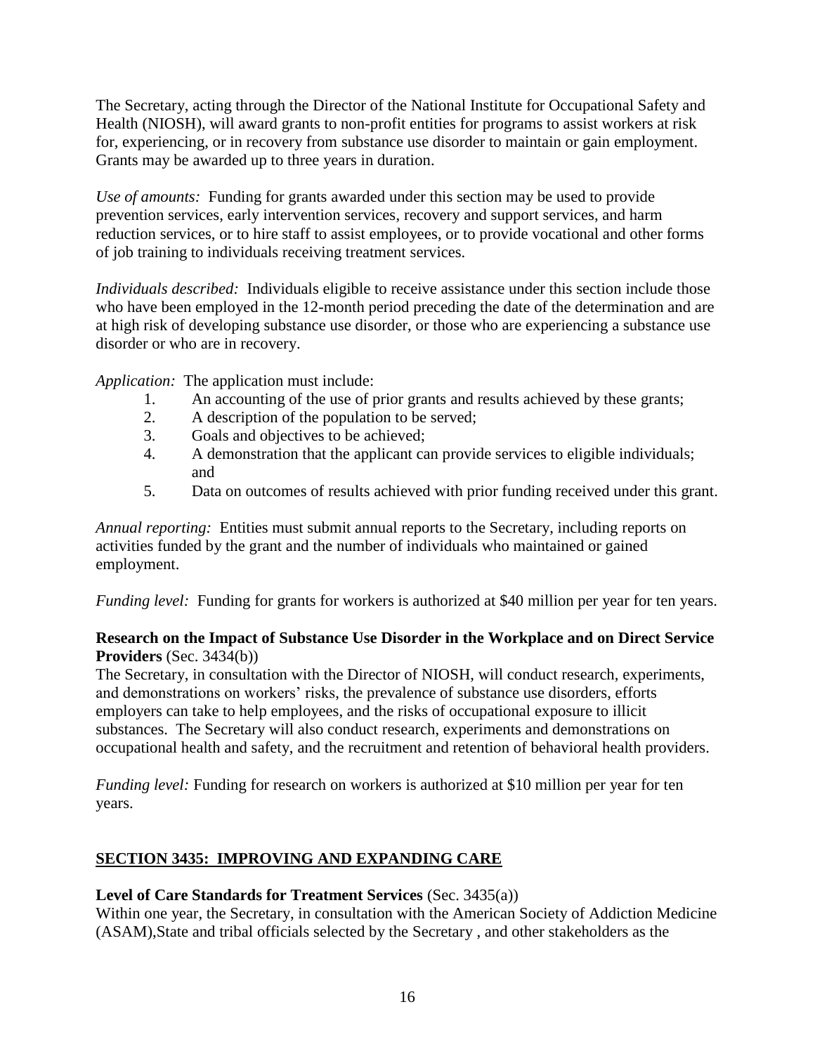The Secretary, acting through the Director of the National Institute for Occupational Safety and Health (NIOSH), will award grants to non-profit entities for programs to assist workers at risk for, experiencing, or in recovery from substance use disorder to maintain or gain employment. Grants may be awarded up to three years in duration.

*Use of amounts:* Funding for grants awarded under this section may be used to provide prevention services, early intervention services, recovery and support services, and harm reduction services, or to hire staff to assist employees, or to provide vocational and other forms of job training to individuals receiving treatment services.

*Individuals described:* Individuals eligible to receive assistance under this section include those who have been employed in the 12-month period preceding the date of the determination and are at high risk of developing substance use disorder, or those who are experiencing a substance use disorder or who are in recovery.

*Application:* The application must include:

1. An accounting of the use of prior grants and results achieved by these grants;
2. A description of the population to be served;
3. Goals and objectives to be achieved;
4. A demonstration that the applicant can provide services to eligible individuals; and
5. Data on outcomes of results achieved with prior funding received under this grant.

*Annual reporting:* Entities must submit annual reports to the Secretary, including reports on activities funded by the grant and the number of individuals who maintained or gained employment.

*Funding level:* Funding for grants for workers is authorized at $40 million per year for ten years.

**Research on the Impact of Substance Use Disorder in the Workplace and on Direct Service Providers** (Sec. 3434(b))
The Secretary, in consultation with the Director of NIOSH, will conduct research, experiments, and demonstrations on workers' risks, the prevalence of substance use disorders, efforts employers can take to help employees, and the risks of occupational exposure to illicit substances. The Secretary will also conduct research, experiments and demonstrations on occupational health and safety, and the recruitment and retention of behavioral health providers.

*Funding level:* Funding for research on workers is authorized at $10 million per year for ten years.

## SECTION 3435: IMPROVING AND EXPANDING CARE

**Level of Care Standards for Treatment Services** (Sec. 3435(a))
Within one year, the Secretary, in consultation with the American Society of Addiction Medicine (ASAM),State and tribal officials selected by the Secretary , and other stakeholders as the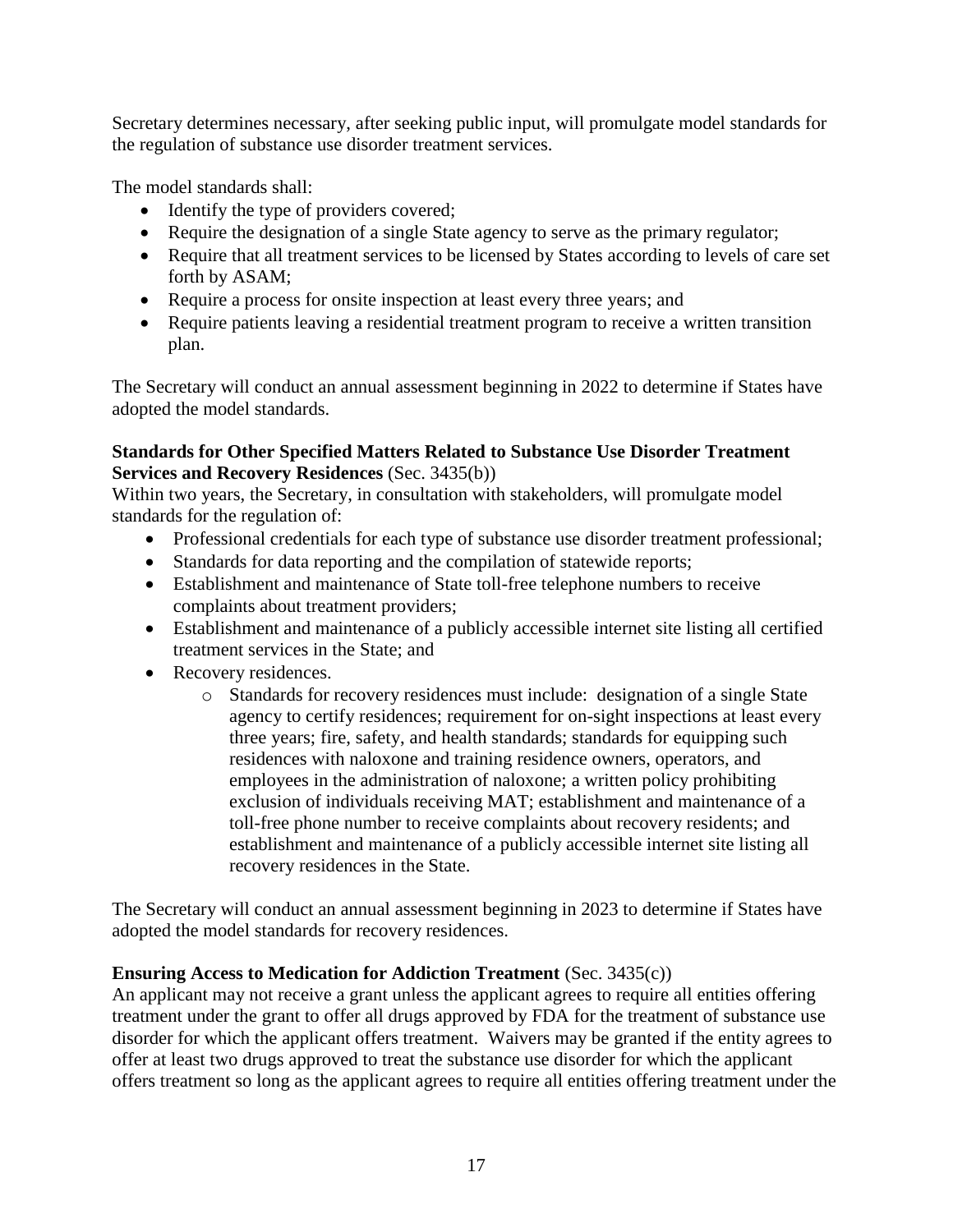Secretary determines necessary, after seeking public input, will promulgate model standards for the regulation of substance use disorder treatment services.

The model standards shall:

- Identify the type of providers covered;
- Require the designation of a single State agency to serve as the primary regulator;
- Require that all treatment services to be licensed by States according to levels of care set forth by ASAM;
- Require a process for onsite inspection at least every three years; and
- Require patients leaving a residential treatment program to receive a written transition plan.

The Secretary will conduct an annual assessment beginning in 2022 to determine if States have adopted the model standards.

**Standards for Other Specified Matters Related to Substance Use Disorder Treatment Services and Recovery Residences** (Sec. 3435(b))

Within two years, the Secretary, in consultation with stakeholders, will promulgate model standards for the regulation of:

- Professional credentials for each type of substance use disorder treatment professional;
- Standards for data reporting and the compilation of statewide reports;
- Establishment and maintenance of State toll-free telephone numbers to receive complaints about treatment providers;
- Establishment and maintenance of a publicly accessible internet site listing all certified treatment services in the State; and
- Recovery residences.
    - Standards for recovery residences must include: designation of a single State agency to certify residences; requirement for on-sight inspections at least every three years; fire, safety, and health standards; standards for equipping such residences with naloxone and training residence owners, operators, and employees in the administration of naloxone; a written policy prohibiting exclusion of individuals receiving MAT; establishment and maintenance of a toll-free phone number to receive complaints about recovery residents; and establishment and maintenance of a publicly accessible internet site listing all recovery residences in the State.

The Secretary will conduct an annual assessment beginning in 2023 to determine if States have adopted the model standards for recovery residences.

**Ensuring Access to Medication for Addiction Treatment** (Sec. 3435(c))

An applicant may not receive a grant unless the applicant agrees to require all entities offering treatment under the grant to offer all drugs approved by FDA for the treatment of substance use disorder for which the applicant offers treatment. Waivers may be granted if the entity agrees to offer at least two drugs approved to treat the substance use disorder for which the applicant offers treatment so long as the applicant agrees to require all entities offering treatment under the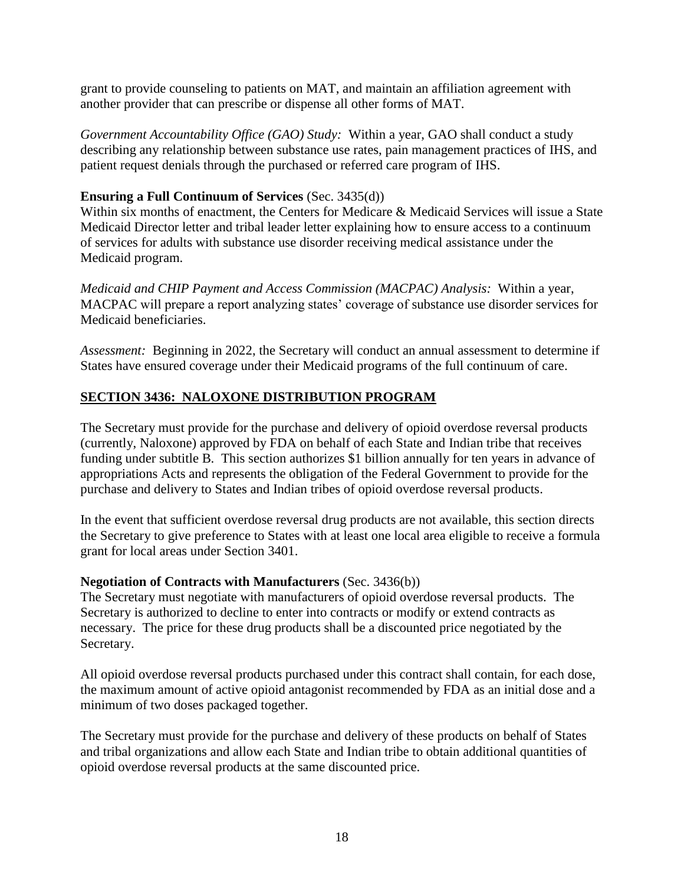grant to provide counseling to patients on MAT, and maintain an affiliation agreement with another provider that can prescribe or dispense all other forms of MAT.

*Government Accountability Office (GAO) Study:* Within a year, GAO shall conduct a study describing any relationship between substance use rates, pain management practices of IHS, and patient request denials through the purchased or referred care program of IHS.

**Ensuring a Full Continuum of Services** (Sec. 3435(d))
Within six months of enactment, the Centers for Medicare & Medicaid Services will issue a State Medicaid Director letter and tribal leader letter explaining how to ensure access to a continuum of services for adults with substance use disorder receiving medical assistance under the Medicaid program.

*Medicaid and CHIP Payment and Access Commission (MACPAC) Analysis:* Within a year, MACPAC will prepare a report analyzing states' coverage of substance use disorder services for Medicaid beneficiaries.

*Assessment:* Beginning in 2022, the Secretary will conduct an annual assessment to determine if States have ensured coverage under their Medicaid programs of the full continuum of care.

## SECTION 3436: NALOXONE DISTRIBUTION PROGRAM

The Secretary must provide for the purchase and delivery of opioid overdose reversal products (currently, Naloxone) approved by FDA on behalf of each State and Indian tribe that receives funding under subtitle B. This section authorizes $1 billion annually for ten years in advance of appropriations Acts and represents the obligation of the Federal Government to provide for the purchase and delivery to States and Indian tribes of opioid overdose reversal products.

In the event that sufficient overdose reversal drug products are not available, this section directs the Secretary to give preference to States with at least one local area eligible to receive a formula grant for local areas under Section 3401.

**Negotiation of Contracts with Manufacturers** (Sec. 3436(b))
The Secretary must negotiate with manufacturers of opioid overdose reversal products. The Secretary is authorized to decline to enter into contracts or modify or extend contracts as necessary. The price for these drug products shall be a discounted price negotiated by the Secretary.

All opioid overdose reversal products purchased under this contract shall contain, for each dose, the maximum amount of active opioid antagonist recommended by FDA as an initial dose and a minimum of two doses packaged together.

The Secretary must provide for the purchase and delivery of these products on behalf of States and tribal organizations and allow each State and Indian tribe to obtain additional quantities of opioid overdose reversal products at the same discounted price.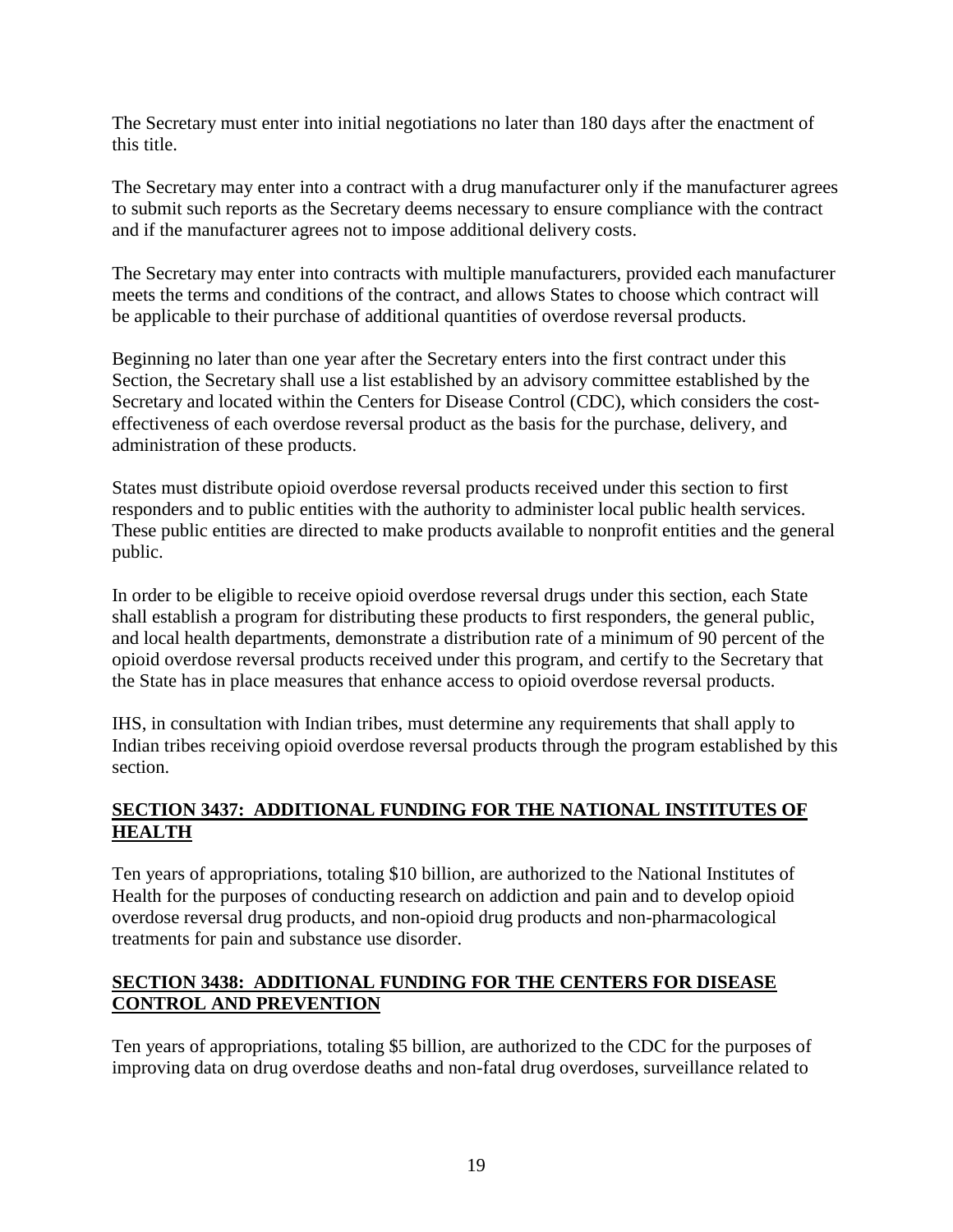The Secretary must enter into initial negotiations no later than 180 days after the enactment of this title.

The Secretary may enter into a contract with a drug manufacturer only if the manufacturer agrees to submit such reports as the Secretary deems necessary to ensure compliance with the contract and if the manufacturer agrees not to impose additional delivery costs.

The Secretary may enter into contracts with multiple manufacturers, provided each manufacturer meets the terms and conditions of the contract, and allows States to choose which contract will be applicable to their purchase of additional quantities of overdose reversal products.

Beginning no later than one year after the Secretary enters into the first contract under this Section, the Secretary shall use a list established by an advisory committee established by the Secretary and located within the Centers for Disease Control (CDC), which considers the cost-effectiveness of each overdose reversal product as the basis for the purchase, delivery, and administration of these products.

States must distribute opioid overdose reversal products received under this section to first responders and to public entities with the authority to administer local public health services. These public entities are directed to make products available to nonprofit entities and the general public.

In order to be eligible to receive opioid overdose reversal drugs under this section, each State shall establish a program for distributing these products to first responders, the general public, and local health departments, demonstrate a distribution rate of a minimum of 90 percent of the opioid overdose reversal products received under this program, and certify to the Secretary that the State has in place measures that enhance access to opioid overdose reversal products.

IHS, in consultation with Indian tribes, must determine any requirements that shall apply to Indian tribes receiving opioid overdose reversal products through the program established by this section.

## SECTION 3437: ADDITIONAL FUNDING FOR THE NATIONAL INSTITUTES OF HEALTH

Ten years of appropriations, totaling \$10 billion, are authorized to the National Institutes of Health for the purposes of conducting research on addiction and pain and to develop opioid overdose reversal drug products, and non-opioid drug products and non-pharmacological treatments for pain and substance use disorder.

## SECTION 3438: ADDITIONAL FUNDING FOR THE CENTERS FOR DISEASE CONTROL AND PREVENTION

Ten years of appropriations, totaling \$5 billion, are authorized to the CDC for the purposes of improving data on drug overdose deaths and non-fatal drug overdoses, surveillance related to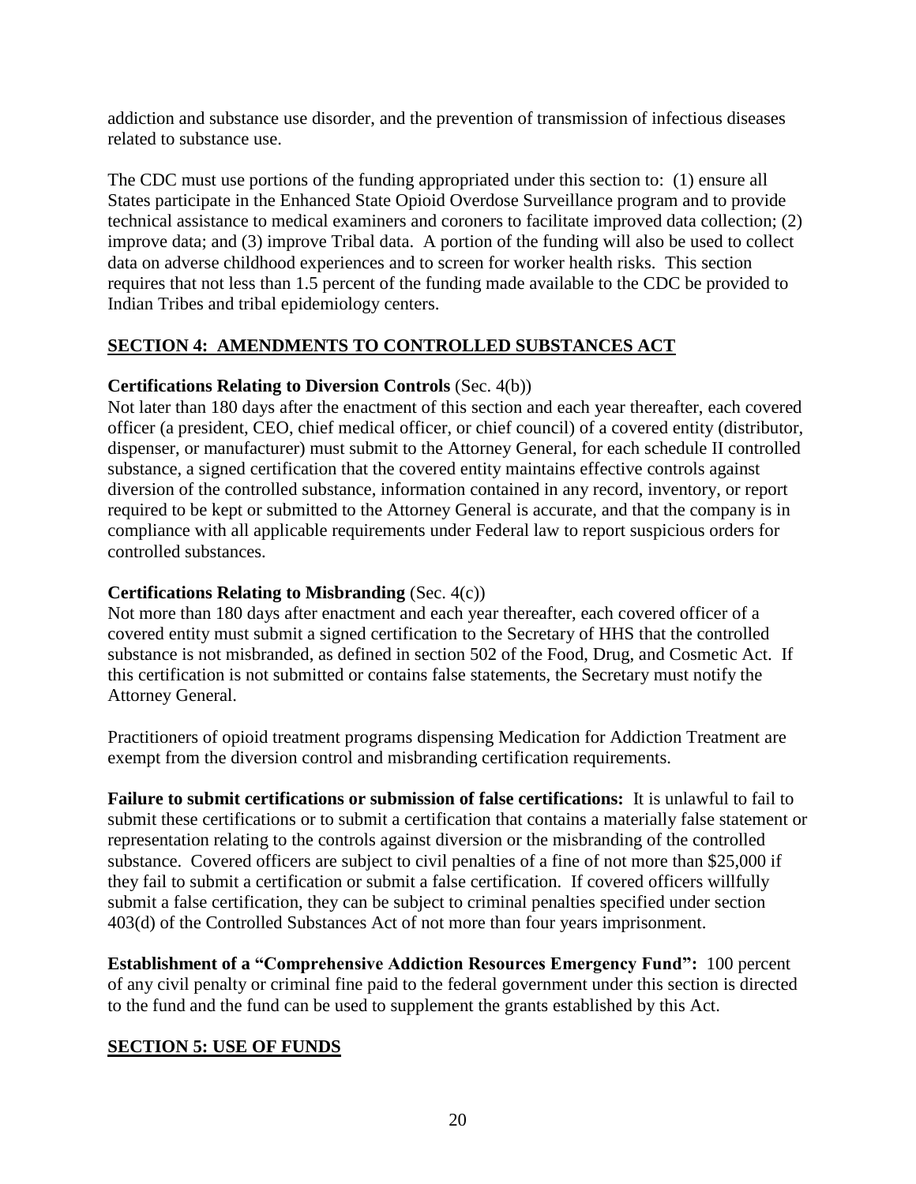addiction and substance use disorder, and the prevention of transmission of infectious diseases related to substance use.

The CDC must use portions of the funding appropriated under this section to: (1) ensure all States participate in the Enhanced State Opioid Overdose Surveillance program and to provide technical assistance to medical examiners and coroners to facilitate improved data collection; (2) improve data; and (3) improve Tribal data. A portion of the funding will also be used to collect data on adverse childhood experiences and to screen for worker health risks. This section requires that not less than 1.5 percent of the funding made available to the CDC be provided to Indian Tribes and tribal epidemiology centers.

## SECTION 4: AMENDMENTS TO CONTROLLED SUBSTANCES ACT

**Certifications Relating to Diversion Controls** (Sec. 4(b))
Not later than 180 days after the enactment of this section and each year thereafter, each covered officer (a president, CEO, chief medical officer, or chief council) of a covered entity (distributor, dispenser, or manufacturer) must submit to the Attorney General, for each schedule II controlled substance, a signed certification that the covered entity maintains effective controls against diversion of the controlled substance, information contained in any record, inventory, or report required to be kept or submitted to the Attorney General is accurate, and that the company is in compliance with all applicable requirements under Federal law to report suspicious orders for controlled substances.

**Certifications Relating to Misbranding** (Sec. 4(c))
Not more than 180 days after enactment and each year thereafter, each covered officer of a covered entity must submit a signed certification to the Secretary of HHS that the controlled substance is not misbranded, as defined in section 502 of the Food, Drug, and Cosmetic Act. If this certification is not submitted or contains false statements, the Secretary must notify the Attorney General.

Practitioners of opioid treatment programs dispensing Medication for Addiction Treatment are exempt from the diversion control and misbranding certification requirements.

**Failure to submit certifications or submission of false certifications:** It is unlawful to fail to submit these certifications or to submit a certification that contains a materially false statement or representation relating to the controls against diversion or the misbranding of the controlled substance. Covered officers are subject to civil penalties of a fine of not more than $25,000 if they fail to submit a certification or submit a false certification. If covered officers willfully submit a false certification, they can be subject to criminal penalties specified under section 403(d) of the Controlled Substances Act of not more than four years imprisonment.

**Establishment of a "Comprehensive Addiction Resources Emergency Fund":** 100 percent of any civil penalty or criminal fine paid to the federal government under this section is directed to the fund and the fund can be used to supplement the grants established by this Act.

## SECTION 5: USE OF FUNDS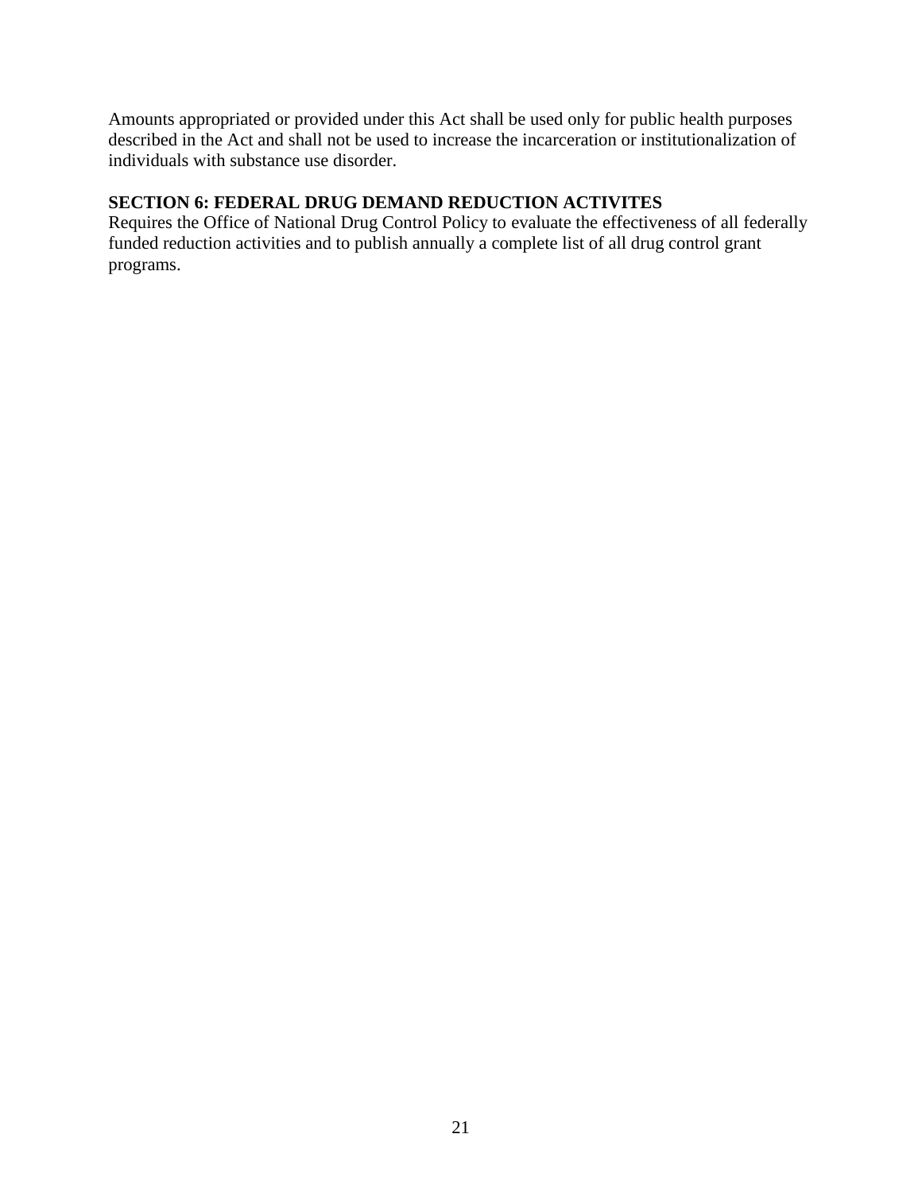Amounts appropriated or provided under this Act shall be used only for public health purposes described in the Act and shall not be used to increase the incarceration or institutionalization of individuals with substance use disorder.

**SECTION 6: FEDERAL DRUG DEMAND REDUCTION ACTIVITES**

Requires the Office of National Drug Control Policy to evaluate the effectiveness of all federally funded reduction activities and to publish annually a complete list of all drug control grant programs.